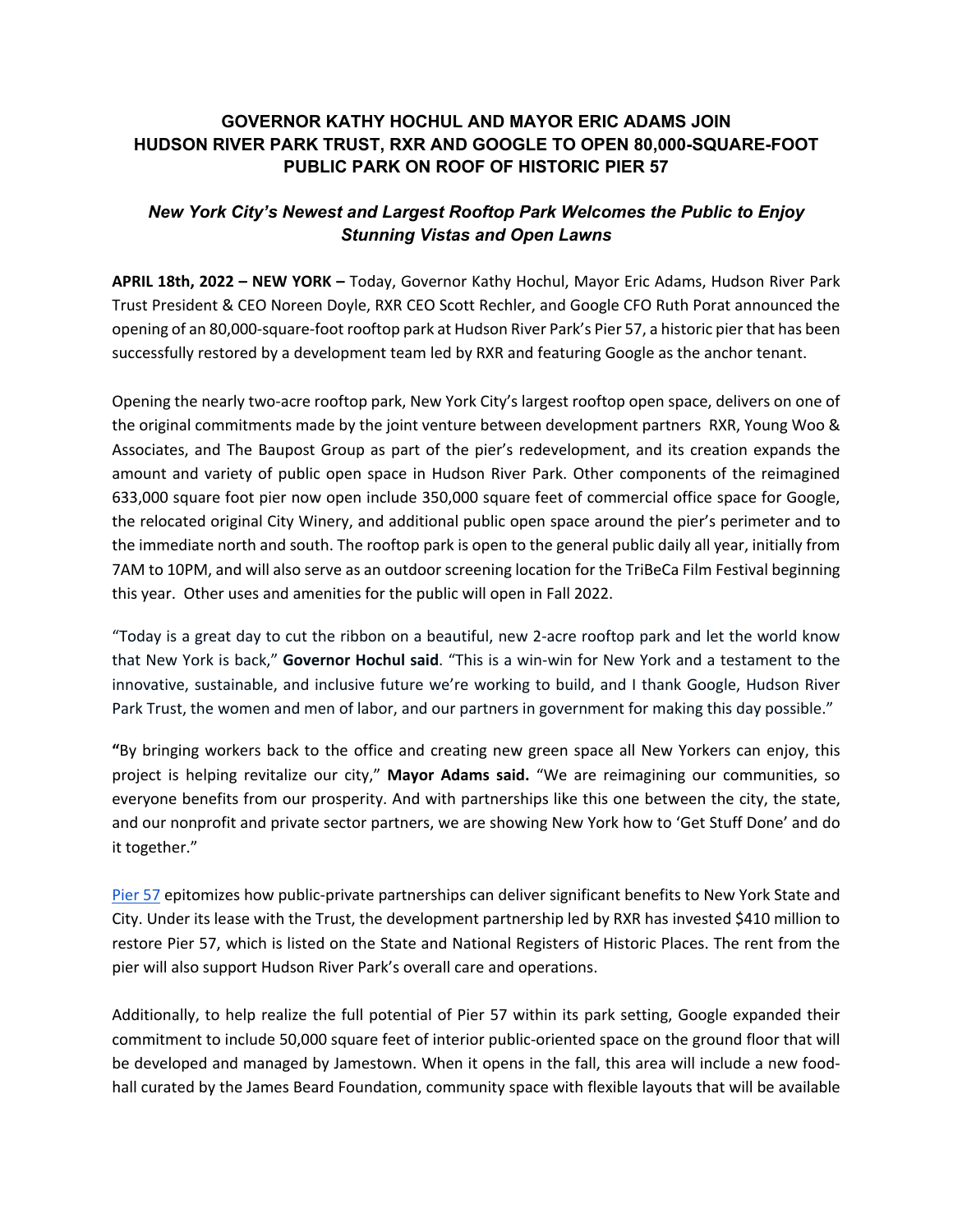# GOVERNOR KATHY HOCHUL AND MAYOR ERIC ADAMS JOIN HUDSON RIVER PARK TRUST, RXR AND GOOGLE TO OPEN 80,000-SQUARE-FOOT PUBLIC PARK ON ROOF OF HISTORIC PIER 57

## *New York City's Newest and Largest Rooftop Park Welcomes the Public to Enjoy Stunning Vistas and Open Lawns*

**APRIL 18th, 2022 – NEW YORK –** Today, Governor Kathy Hochul, Mayor Eric Adams, Hudson River Park Trust President & CEO Noreen Doyle, RXR CEO Scott Rechler, and Google CFO Ruth Porat announced the opening of an 80,000-square-foot rooftop park at Hudson River Park's Pier 57, a historic pier that has been successfully restored by a development team led by RXR and featuring Google as the anchor tenant.

Opening the nearly two-acre rooftop park, New York City's largest rooftop open space, delivers on one of the original commitments made by the joint venture between development partners RXR, Young Woo & Associates, and The Baupost Group as part of the pier's redevelopment, and its creation expands the amount and variety of public open space in Hudson River Park. Other components of the reimagined 633,000 square foot pier now open include 350,000 square feet of commercial office space for Google, the relocated original City Winery, and additional public open space around the pier's perimeter and to the immediate north and south. The rooftop park is open to the general public daily all year, initially from 7AM to 10PM, and will also serve as an outdoor screening location for the TriBeCa Film Festival beginning this year. Other uses and amenities for the public will open in Fall 2022.

"Today is a great day to cut the ribbon on a beautiful, new 2-acre rooftop park and let the world know that New York is back," **Governor Hochul said**. "This is a win-win for New York and a testament to the innovative, sustainable, and inclusive future we're working to build, and I thank Google, Hudson River Park Trust, the women and men of labor, and our partners in government for making this day possible."

**"**By bringing workers back to the office and creating new green space all New Yorkers can enjoy, this project is helping revitalize our city," **Mayor Adams said.** "We are reimagining our communities, so everyone benefits from our prosperity. And with partnerships like this one between the city, the state, and our nonprofit and private sector partners, we are showing New York how to 'Get Stuff Done' and do it together."

Pier 57 epitomizes how public-private partnerships can deliver significant benefits to New York State and City. Under its lease with the Trust, the development partnership led by RXR has invested $410 million to restore Pier 57, which is listed on the State and National Registers of Historic Places. The rent from the pier will also support Hudson River Park's overall care and operations.

Additionally, to help realize the full potential of Pier 57 within its park setting, Google expanded their commitment to include 50,000 square feet of interior public-oriented space on the ground floor that will be developed and managed by Jamestown. When it opens in the fall, this area will include a new food-hall curated by the James Beard Foundation, community space with flexible layouts that will be available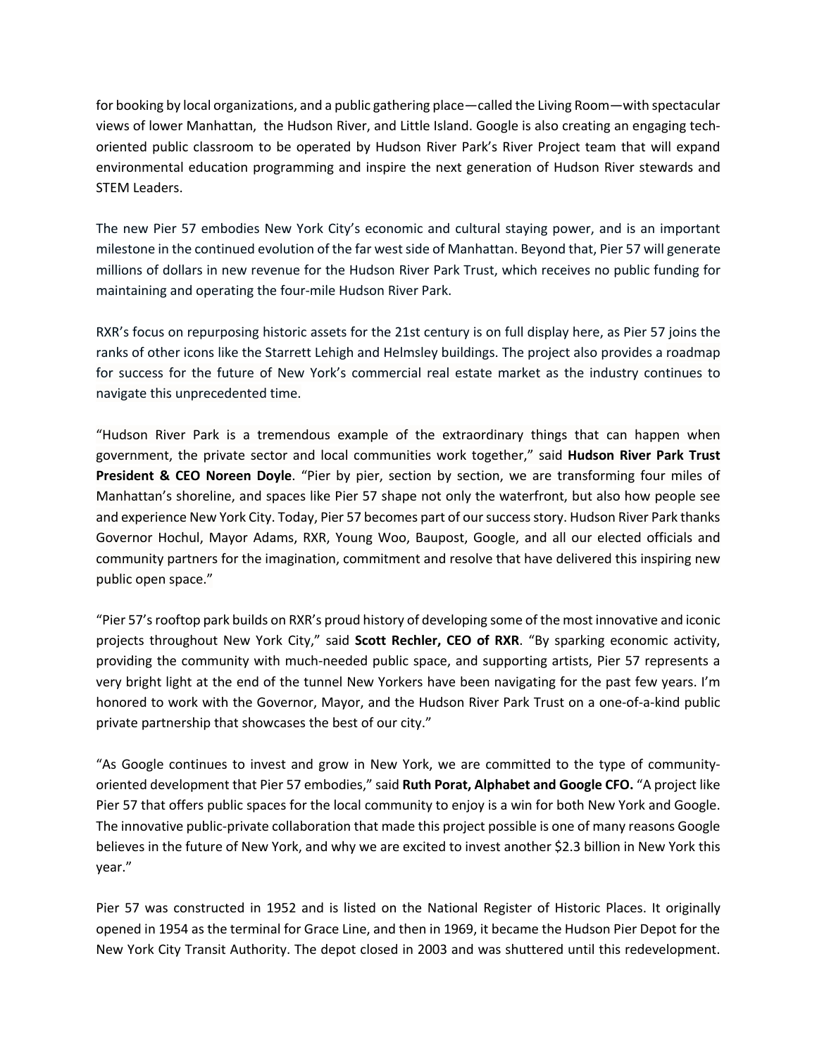for booking by local organizations, and a public gathering place—called the Living Room—with spectacular views of lower Manhattan, the Hudson River, and Little Island. Google is also creating an engaging tech-oriented public classroom to be operated by Hudson River Park's River Project team that will expand environmental education programming and inspire the next generation of Hudson River stewards and STEM Leaders.

The new Pier 57 embodies New York City's economic and cultural staying power, and is an important milestone in the continued evolution of the far west side of Manhattan. Beyond that, Pier 57 will generate millions of dollars in new revenue for the Hudson River Park Trust, which receives no public funding for maintaining and operating the four-mile Hudson River Park.

RXR's focus on repurposing historic assets for the 21st century is on full display here, as Pier 57 joins the ranks of other icons like the Starrett Lehigh and Helmsley buildings. The project also provides a roadmap for success for the future of New York's commercial real estate market as the industry continues to navigate this unprecedented time.

"Hudson River Park is a tremendous example of the extraordinary things that can happen when government, the private sector and local communities work together," said **Hudson River Park Trust President & CEO Noreen Doyle**. "Pier by pier, section by section, we are transforming four miles of Manhattan's shoreline, and spaces like Pier 57 shape not only the waterfront, but also how people see and experience New York City. Today, Pier 57 becomes part of our success story. Hudson River Park thanks Governor Hochul, Mayor Adams, RXR, Young Woo, Baupost, Google, and all our elected officials and community partners for the imagination, commitment and resolve that have delivered this inspiring new public open space."

"Pier 57's rooftop park builds on RXR's proud history of developing some of the most innovative and iconic projects throughout New York City," said **Scott Rechler, CEO of RXR**. "By sparking economic activity, providing the community with much-needed public space, and supporting artists, Pier 57 represents a very bright light at the end of the tunnel New Yorkers have been navigating for the past few years. I'm honored to work with the Governor, Mayor, and the Hudson River Park Trust on a one-of-a-kind public private partnership that showcases the best of our city."

"As Google continues to invest and grow in New York, we are committed to the type of community-oriented development that Pier 57 embodies," said **Ruth Porat, Alphabet and Google CFO.** "A project like Pier 57 that offers public spaces for the local community to enjoy is a win for both New York and Google. The innovative public-private collaboration that made this project possible is one of many reasons Google believes in the future of New York, and why we are excited to invest another $2.3 billion in New York this year."

Pier 57 was constructed in 1952 and is listed on the National Register of Historic Places. It originally opened in 1954 as the terminal for Grace Line, and then in 1969, it became the Hudson Pier Depot for the New York City Transit Authority. The depot closed in 2003 and was shuttered until this redevelopment.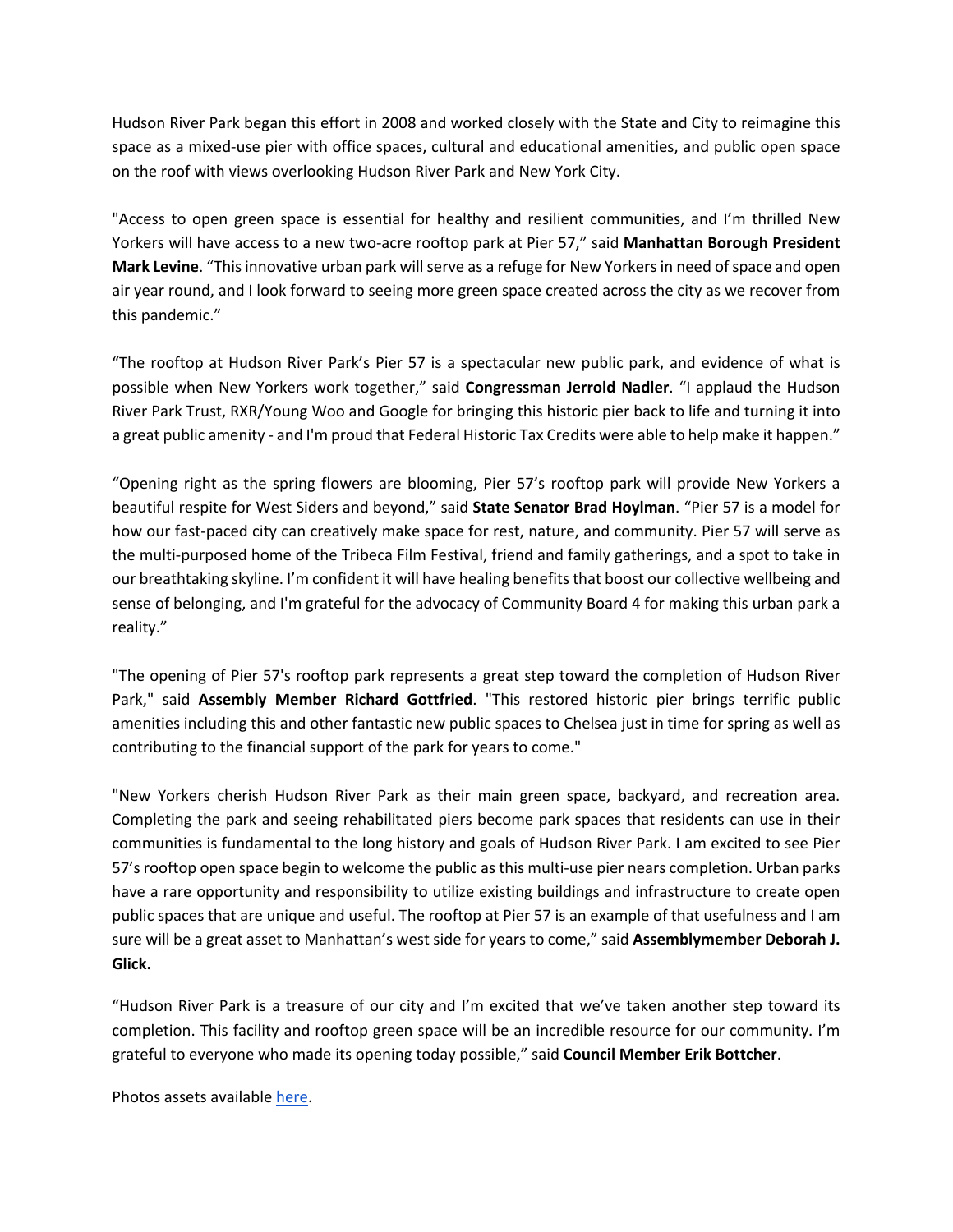Hudson River Park began this effort in 2008 and worked closely with the State and City to reimagine this space as a mixed-use pier with office spaces, cultural and educational amenities, and public open space on the roof with views overlooking Hudson River Park and New York City.

"Access to open green space is essential for healthy and resilient communities, and I'm thrilled New Yorkers will have access to a new two-acre rooftop park at Pier 57," said **Manhattan Borough President Mark Levine**. "This innovative urban park will serve as a refuge for New Yorkers in need of space and open air year round, and I look forward to seeing more green space created across the city as we recover from this pandemic."

"The rooftop at Hudson River Park's Pier 57 is a spectacular new public park, and evidence of what is possible when New Yorkers work together," said **Congressman Jerrold Nadler**. "I applaud the Hudson River Park Trust, RXR/Young Woo and Google for bringing this historic pier back to life and turning it into a great public amenity - and I'm proud that Federal Historic Tax Credits were able to help make it happen."

"Opening right as the spring flowers are blooming, Pier 57's rooftop park will provide New Yorkers a beautiful respite for West Siders and beyond," said **State Senator Brad Hoylman**. "Pier 57 is a model for how our fast-paced city can creatively make space for rest, nature, and community. Pier 57 will serve as the multi-purposed home of the Tribeca Film Festival, friend and family gatherings, and a spot to take in our breathtaking skyline. I'm confident it will have healing benefits that boost our collective wellbeing and sense of belonging, and I'm grateful for the advocacy of Community Board 4 for making this urban park a reality."

"The opening of Pier 57's rooftop park represents a great step toward the completion of Hudson River Park," said **Assembly Member Richard Gottfried**. "This restored historic pier brings terrific public amenities including this and other fantastic new public spaces to Chelsea just in time for spring as well as contributing to the financial support of the park for years to come."

"New Yorkers cherish Hudson River Park as their main green space, backyard, and recreation area. Completing the park and seeing rehabilitated piers become park spaces that residents can use in their communities is fundamental to the long history and goals of Hudson River Park. I am excited to see Pier 57's rooftop open space begin to welcome the public as this multi-use pier nears completion. Urban parks have a rare opportunity and responsibility to utilize existing buildings and infrastructure to create open public spaces that are unique and useful. The rooftop at Pier 57 is an example of that usefulness and I am sure will be a great asset to Manhattan's west side for years to come," said **Assemblymember Deborah J. Glick.**

"Hudson River Park is a treasure of our city and I'm excited that we've taken another step toward its completion. This facility and rooftop green space will be an incredible resource for our community. I'm grateful to everyone who made its opening today possible," said **Council Member Erik Bottcher**.

Photos assets available [here].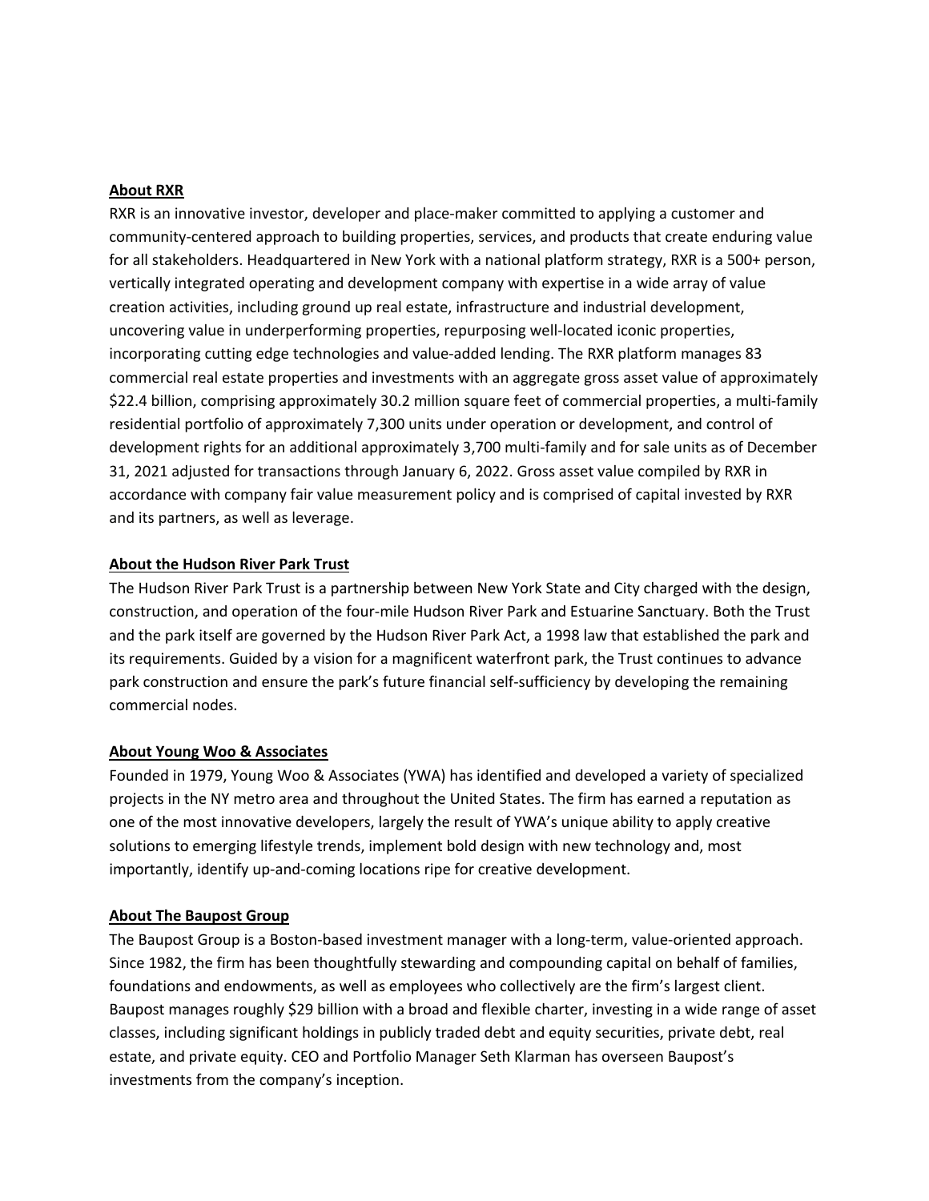**About RXR**

RXR is an innovative investor, developer and place-maker committed to applying a customer and community-centered approach to building properties, services, and products that create enduring value for all stakeholders. Headquartered in New York with a national platform strategy, RXR is a 500+ person, vertically integrated operating and development company with expertise in a wide array of value creation activities, including ground up real estate, infrastructure and industrial development, uncovering value in underperforming properties, repurposing well-located iconic properties, incorporating cutting edge technologies and value-added lending. The RXR platform manages 83 commercial real estate properties and investments with an aggregate gross asset value of approximately $22.4 billion, comprising approximately 30.2 million square feet of commercial properties, a multi-family residential portfolio of approximately 7,300 units under operation or development, and control of development rights for an additional approximately 3,700 multi-family and for sale units as of December 31, 2021 adjusted for transactions through January 6, 2022. Gross asset value compiled by RXR in accordance with company fair value measurement policy and is comprised of capital invested by RXR and its partners, as well as leverage.

**About the Hudson River Park Trust**

The Hudson River Park Trust is a partnership between New York State and City charged with the design, construction, and operation of the four-mile Hudson River Park and Estuarine Sanctuary. Both the Trust and the park itself are governed by the Hudson River Park Act, a 1998 law that established the park and its requirements. Guided by a vision for a magnificent waterfront park, the Trust continues to advance park construction and ensure the park's future financial self-sufficiency by developing the remaining commercial nodes.

**About Young Woo & Associates**

Founded in 1979, Young Woo & Associates (YWA) has identified and developed a variety of specialized projects in the NY metro area and throughout the United States. The firm has earned a reputation as one of the most innovative developers, largely the result of YWA's unique ability to apply creative solutions to emerging lifestyle trends, implement bold design with new technology and, most importantly, identify up-and-coming locations ripe for creative development.

**About The Baupost Group**

The Baupost Group is a Boston-based investment manager with a long-term, value-oriented approach. Since 1982, the firm has been thoughtfully stewarding and compounding capital on behalf of families, foundations and endowments, as well as employees who collectively are the firm's largest client. Baupost manages roughly $29 billion with a broad and flexible charter, investing in a wide range of asset classes, including significant holdings in publicly traded debt and equity securities, private debt, real estate, and private equity. CEO and Portfolio Manager Seth Klarman has overseen Baupost's investments from the company's inception.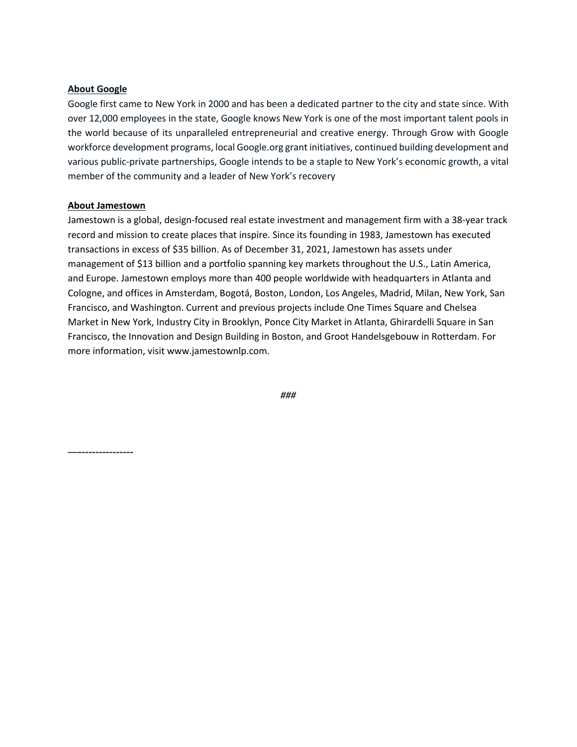**About Google**

Google first came to New York in 2000 and has been a dedicated partner to the city and state since. With over 12,000 employees in the state, Google knows New York is one of the most important talent pools in the world because of its unparalleled entrepreneurial and creative energy. Through Grow with Google workforce development programs, local Google.org grant initiatives, continued building development and various public-private partnerships, Google intends to be a staple to New York's economic growth, a vital member of the community and a leader of New York's recovery

**About Jamestown**

Jamestown is a global, design-focused real estate investment and management firm with a 38-year track record and mission to create places that inspire. Since its founding in 1983, Jamestown has executed transactions in excess of $35 billion. As of December 31, 2021, Jamestown has assets under management of $13 billion and a portfolio spanning key markets throughout the U.S., Latin America, and Europe. Jamestown employs more than 400 people worldwide with headquarters in Atlanta and Cologne, and offices in Amsterdam, Bogotá, Boston, London, Los Angeles, Madrid, Milan, New York, San Francisco, and Washington. Current and previous projects include One Times Square and Chelsea Market in New York, Industry City in Brooklyn, Ponce City Market in Atlanta, Ghirardelli Square in San Francisco, the Innovation and Design Building in Boston, and Groot Handelsgebouw in Rotterdam. For more information, visit www.jamestownlp.com.

###

—----------------